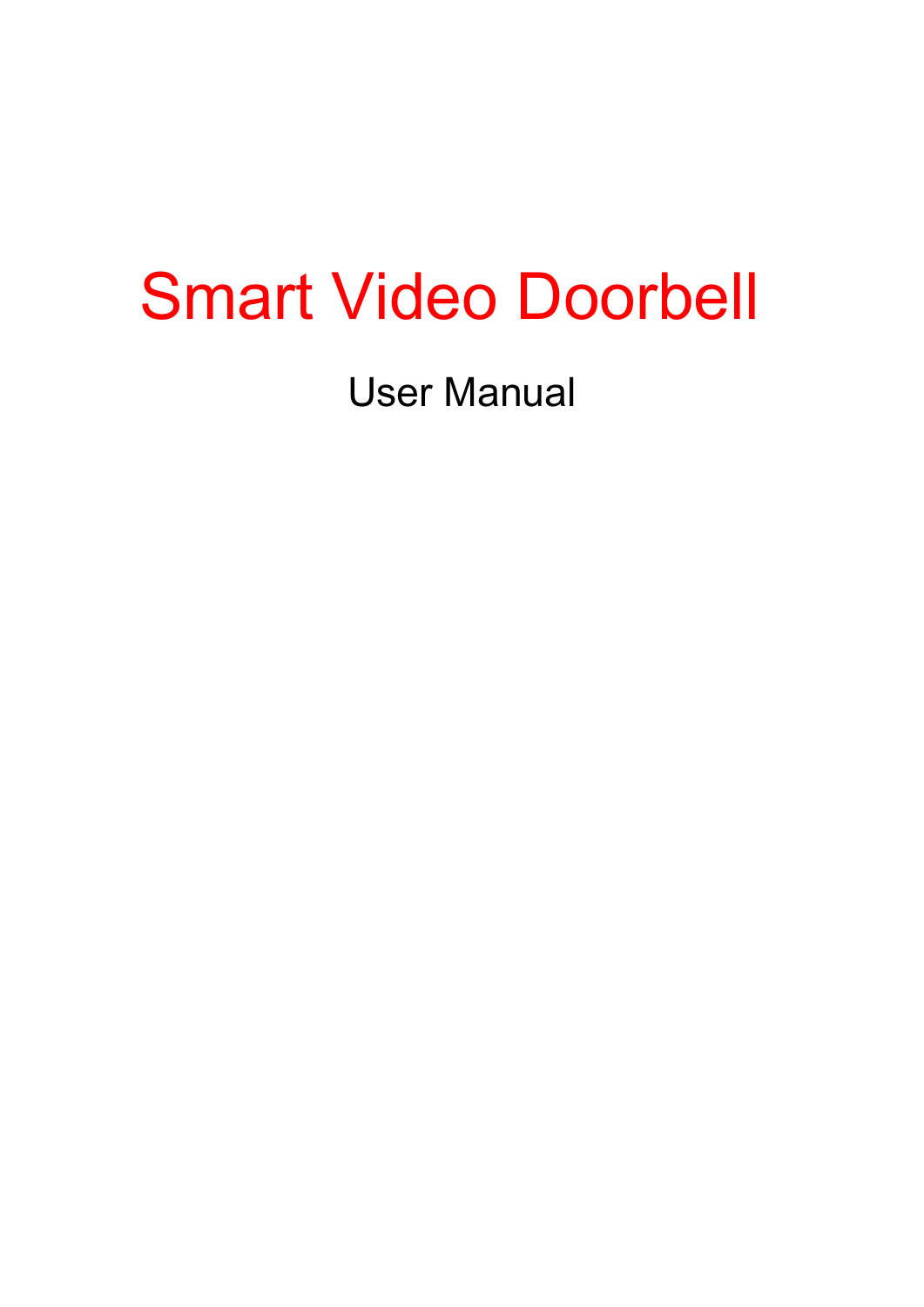# Smart Video Doorbell

User Manual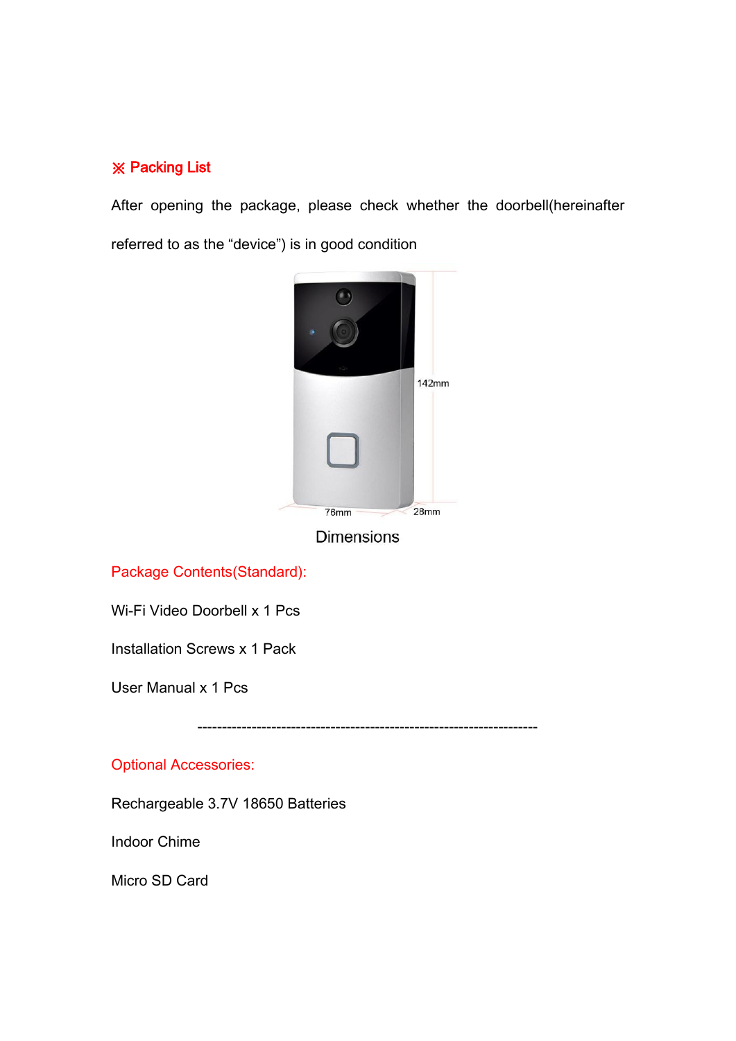## ※ Packing List

After opening the package, please check whether the doorbell(hereinafter referred to as the "device") is in good condition

142mm

76mm

28mm

Dimensions

Package Contents(Standard):

Wi-Fi Video Doorbell x 1 Pcs

Installation Screws x 1 Pack

User Manual x 1 Pcs

---------------------------------------------------------------------

Optional Accessories:

Rechargeable 3.7V 18650 Batteries

Indoor Chime

Micro SD Card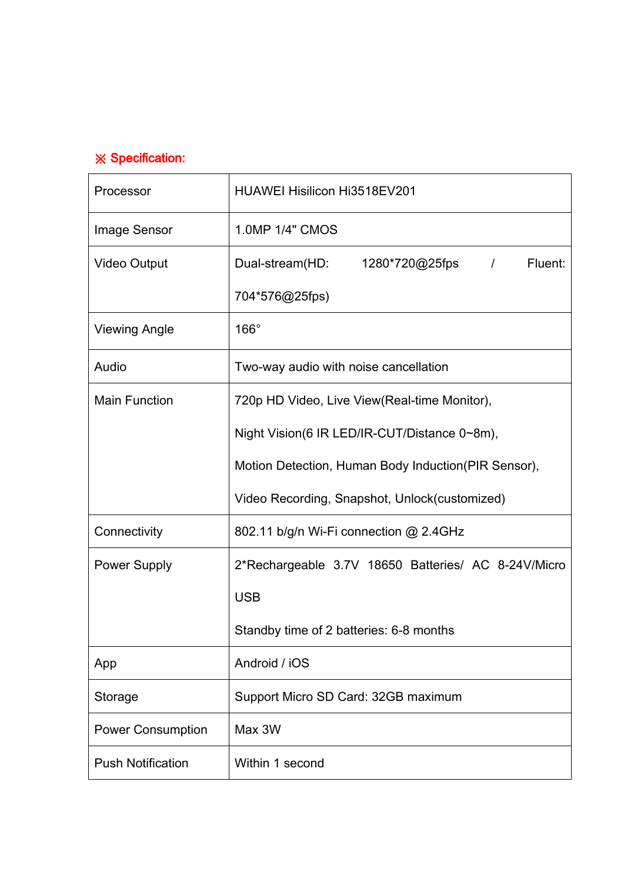※ **Specification:**

| Processor | HUAWEI Hisilicon Hi3518EV201 |
|---|---|
| Image Sensor | 1.0MP 1/4" CMOS |
| Video Output | Dual-stream(HD: 1280*720@25fps / Fluent: 704*576@25fps) |
| Viewing Angle | 166° |
| Audio | Two-way audio with noise cancellation |
| Main Function | 720p HD Video, Live View(Real-time Monitor), Night Vision(6 IR LED/IR-CUT/Distance 0~8m), Motion Detection, Human Body Induction(PIR Sensor), Video Recording, Snapshot, Unlock(customized) |
| Connectivity | 802.11 b/g/n Wi-Fi connection @ 2.4GHz |
| Power Supply | 2*Rechargeable 3.7V 18650 Batteries/ AC 8-24V/Micro USB<br>Standby time of 2 batteries: 6-8 months |
| App | Android / iOS |
| Storage | Support Micro SD Card: 32GB maximum |
| Power Consumption | Max 3W |
| Push Notification | Within 1 second |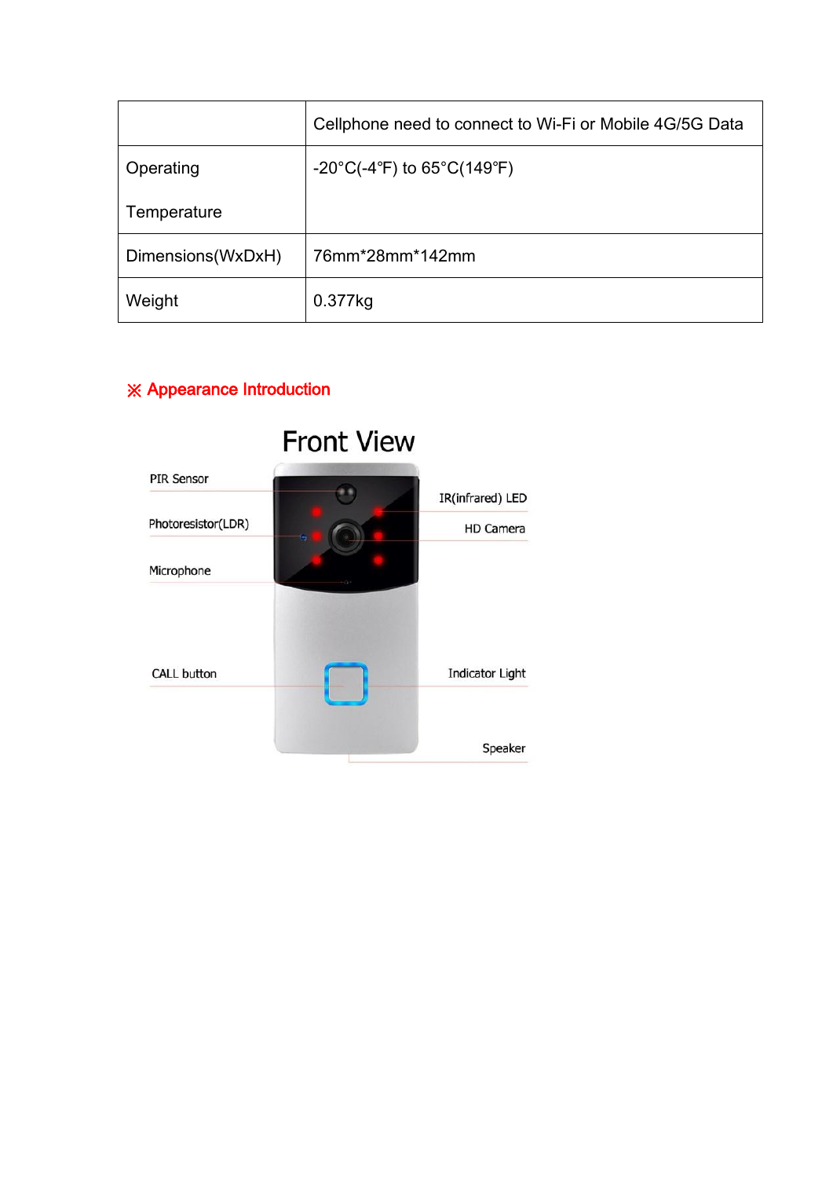|  | Cellphone need to connect to Wi-Fi or Mobile 4G/5G Data |
|---|---|
| Operating Temperature | -20°C(-4°F) to 65°C(149°F) |
| Dimensions(WxDxH) | 76mm*28mm*142mm |
| Weight | 0.377kg |

## ※ Appearance Introduction

Front View

PIR Sensor

Photoresistor(LDR)

Microphone

CALL button

IR(infrared) LED

HD Camera

Indicator Light

Speaker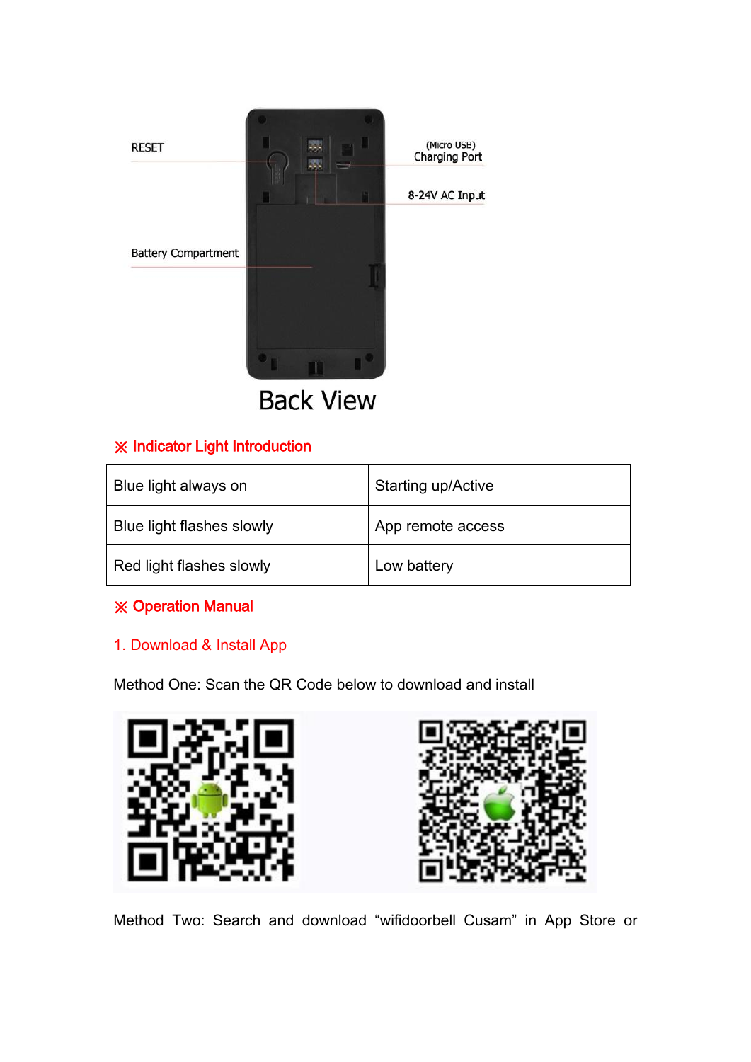RESET

(Micro USB) Charging Port

8-24V AC Input

Battery Compartment

Back View

## ※ Indicator Light Introduction

| Blue light always on | Starting up/Active |
|---|---|
| Blue light flashes slowly | App remote access |
| Red light flashes slowly | Low battery |

## ※ Operation Manual

### 1. Download & Install App

Method One: Scan the QR Code below to download and install

Method Two: Search and download "wifidoorbell Cusam" in App Store or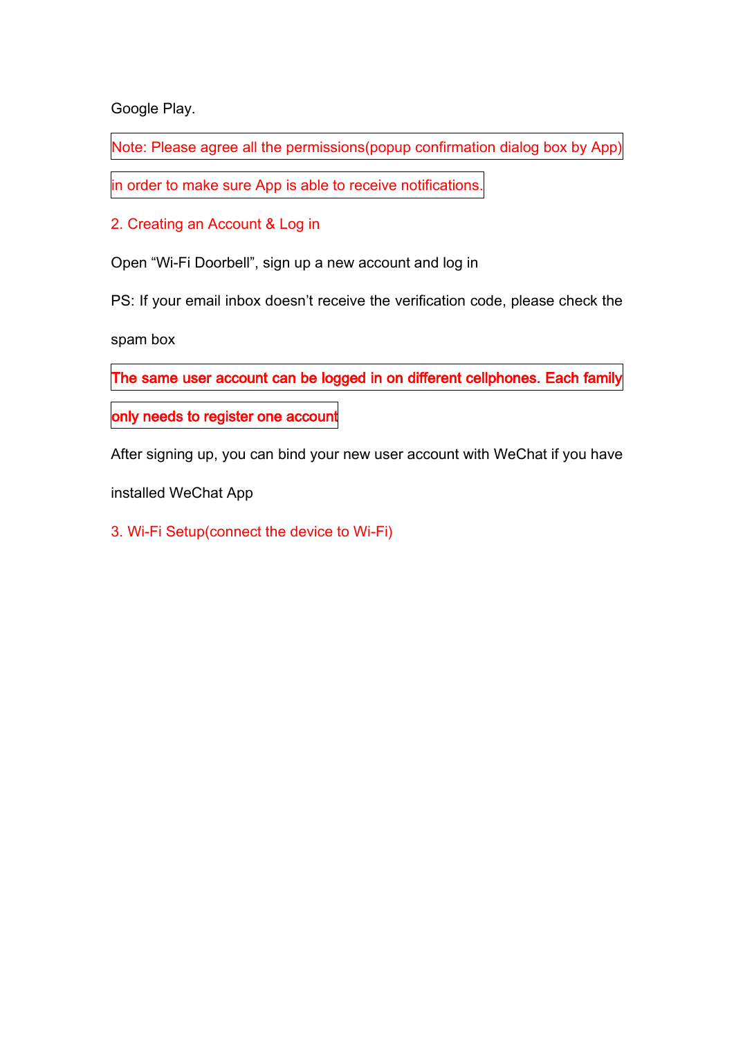Google Play.

Note: Please agree all the permissions(popup confirmation dialog box by App) in order to make sure App is able to receive notifications.

## 2. Creating an Account & Log in

Open “Wi-Fi Doorbell”, sign up a new account and log in

PS: If your email inbox doesn’t receive the verification code, please check the spam box

**The same user account can be logged in on different cellphones. Each family only needs to register one account**

After signing up, you can bind your new user account with WeChat if you have installed WeChat App

## 3. Wi-Fi Setup(connect the device to Wi-Fi)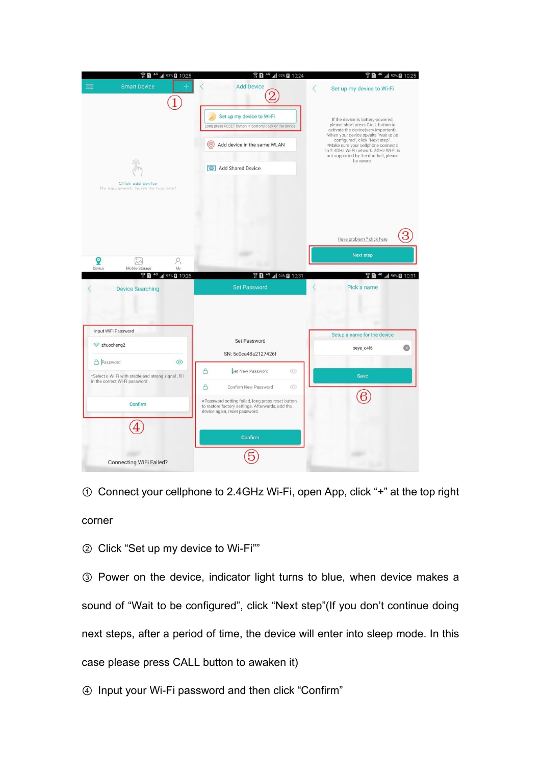① Connect your cellphone to 2.4GHz Wi-Fi, open App, click “+” at the top right corner

② Click “Set up my device to Wi-Fi””

③ Power on the device, indicator light turns to blue, when device makes a sound of “Wait to be configured”, click “Next step”(If you don’t continue doing next steps, after a period of time, the device will enter into sleep mode. In this case please press CALL button to awaken it)

④ Input your Wi-Fi password and then click “Confirm”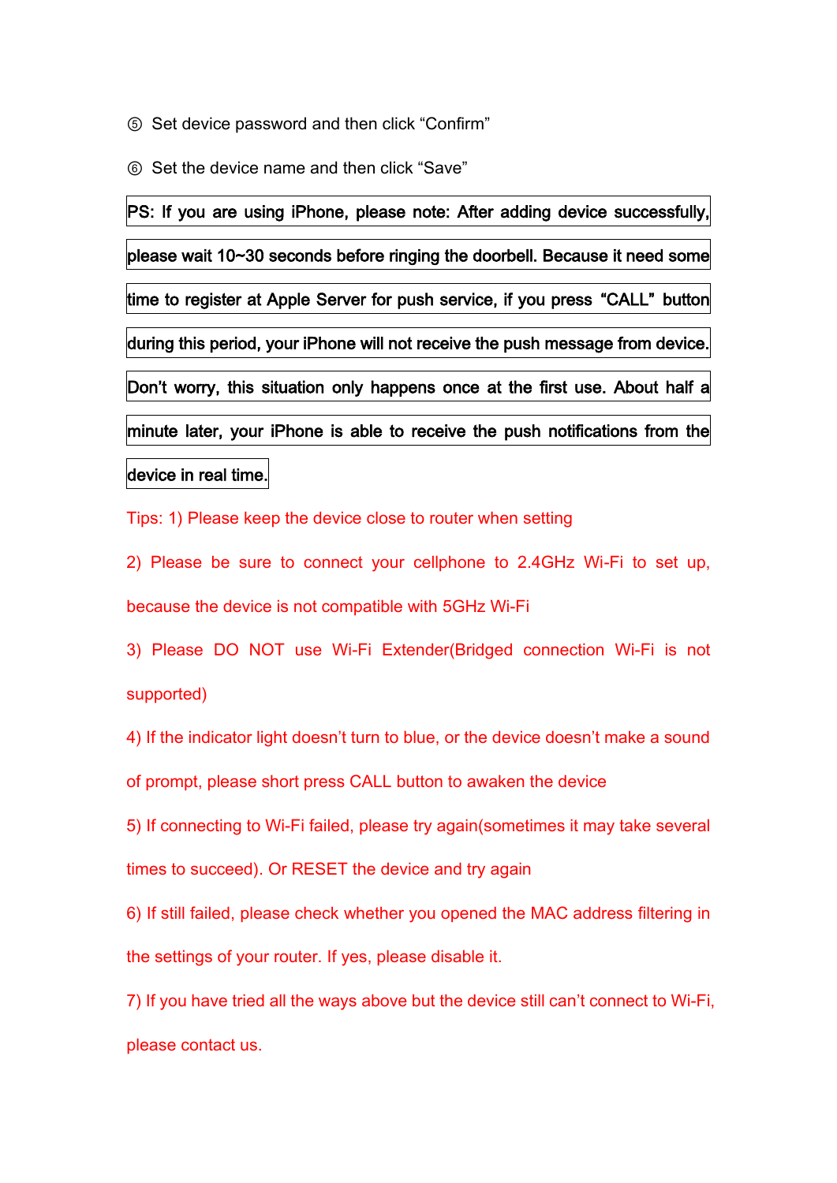⑤ Set device password and then click “Confirm”

⑥ Set the device name and then click “Save”

**PS: If you are using iPhone, please note: After adding device successfully, please wait 10~30 seconds before ringing the doorbell. Because it need some time to register at Apple Server for push service, if you press “CALL” button during this period, your iPhone will not receive the push message from device. Don't worry, this situation only happens once at the first use. About half a minute later, your iPhone is able to receive the push notifications from the device in real time.**

Tips: 1) Please keep the device close to router when setting

2) Please be sure to connect your cellphone to 2.4GHz Wi-Fi to set up, because the device is not compatible with 5GHz Wi-Fi

3) Please DO NOT use Wi-Fi Extender(Bridged connection Wi-Fi is not supported)

4) If the indicator light doesn't turn to blue, or the device doesn't make a sound of prompt, please short press CALL button to awaken the device

5) If connecting to Wi-Fi failed, please try again(sometimes it may take several times to succeed). Or RESET the device and try again

6) If still failed, please check whether you opened the MAC address filtering in the settings of your router. If yes, please disable it.

7) If you have tried all the ways above but the device still can't connect to Wi-Fi, please contact us.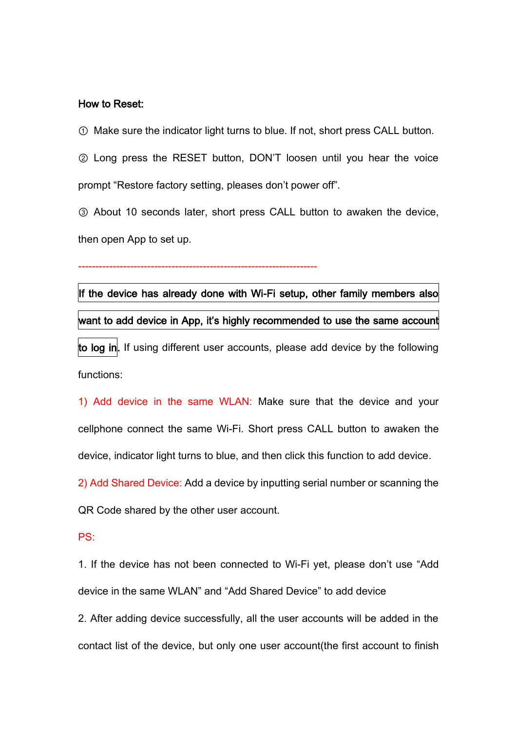**How to Reset:**

① Make sure the indicator light turns to blue. If not, short press CALL button.

② Long press the RESET button, DON'T loosen until you hear the voice prompt "Restore factory setting, pleases don't power off".

③ About 10 seconds later, short press CALL button to awaken the device, then open App to set up.

-------------------------------------------------------------------

**If the device has already done with Wi-Fi setup, other family members also want to add device in App, it's highly recommended to use the same account to log in**. If using different user accounts, please add device by the following functions:

1) Add device in the same WLAN: Make sure that the device and your cellphone connect the same Wi-Fi. Short press CALL button to awaken the device, indicator light turns to blue, and then click this function to add device.

2) Add Shared Device: Add a device by inputting serial number or scanning the QR Code shared by the other user account.

PS:

1. If the device has not been connected to Wi-Fi yet, please don't use "Add device in the same WLAN" and "Add Shared Device" to add device

2. After adding device successfully, all the user accounts will be added in the contact list of the device, but only one user account(the first account to finish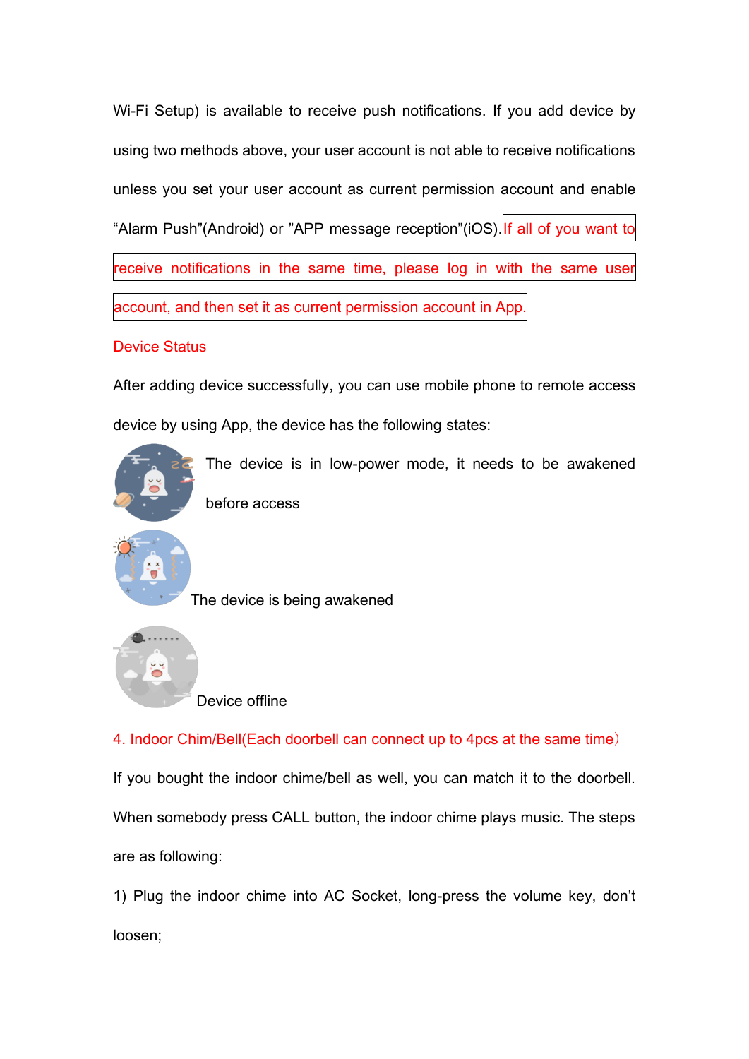Wi-Fi Setup) is available to receive push notifications. If you add device by using two methods above, your user account is not able to receive notifications unless you set your user account as current permission account and enable "Alarm Push"(Android) or "APP message reception"(iOS). If all of you want to receive notifications in the same time, please log in with the same user account, and then set it as current permission account in App.

## Device Status

After adding device successfully, you can use mobile phone to remote access device by using App, the device has the following states:

The device is in low-power mode, it needs to be awakened before access

The device is being awakened

Device offline

## 4. Indoor Chim/Bell(Each doorbell can connect up to 4pcs at the same time）

If you bought the indoor chime/bell as well, you can match it to the doorbell. When somebody press CALL button, the indoor chime plays music. The steps are as following:

1) Plug the indoor chime into AC Socket, long-press the volume key, don't loosen;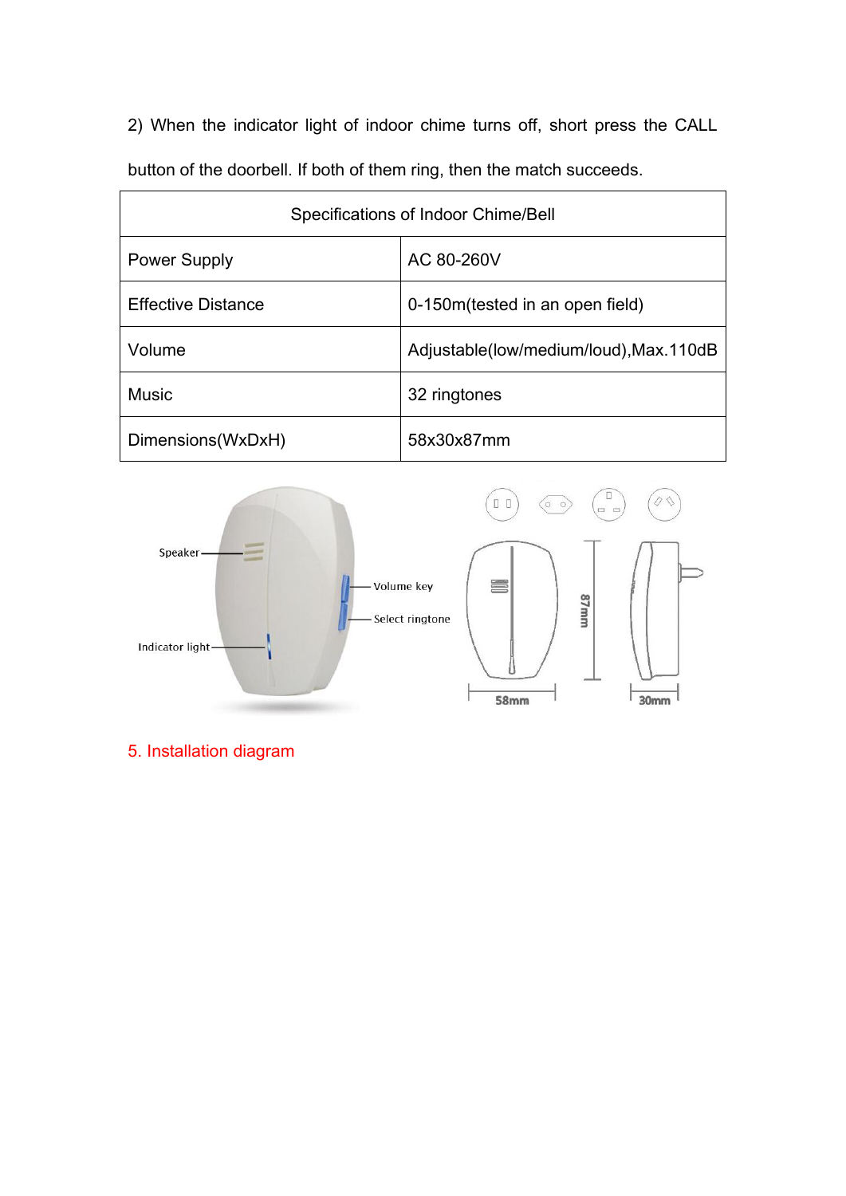2) When the indicator light of indoor chime turns off, short press the CALL button of the doorbell. If both of them ring, then the match succeeds.

| Specifications of Indoor Chime/Bell | |
|---|---|
| Power Supply | AC 80-260V |
| Effective Distance | 0-150m(tested in an open field) |
| Volume | Adjustable(low/medium/loud),Max.110dB |
| Music | 32 ringtones |
| Dimensions(WxDxH) | 58x30x87mm |

## 5. Installation diagram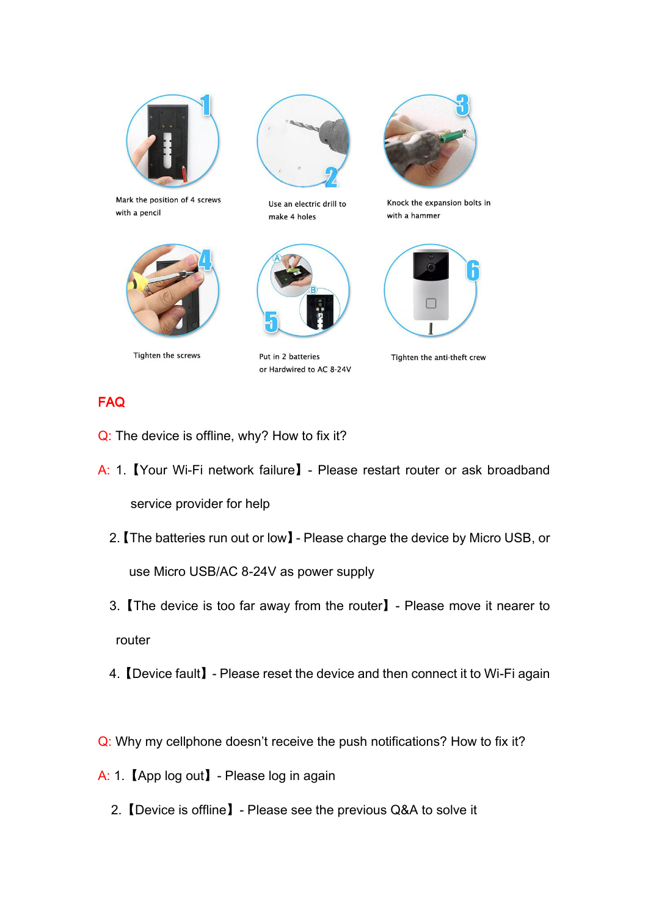Mark the position of 4 screws with a pencil

Use an electric drill to make 4 holes

Knock the expansion bolts in with a hammer

Tighten the screws

Put in 2 batteries or Hardwired to AC 8-24V

Tighten the anti-theft crew

## FAQ

Q: The device is offline, why? How to fix it?

A: 1.【Your Wi-Fi network failure】- Please restart router or ask broadband service provider for help

2.【The batteries run out or low】- Please charge the device by Micro USB, or use Micro USB/AC 8-24V as power supply

3.【The device is too far away from the router】- Please move it nearer to router

4.【Device fault】- Please reset the device and then connect it to Wi-Fi again

Q: Why my cellphone doesn't receive the push notifications? How to fix it?

A: 1.【App log out】- Please log in again

2.【Device is offline】- Please see the previous Q&A to solve it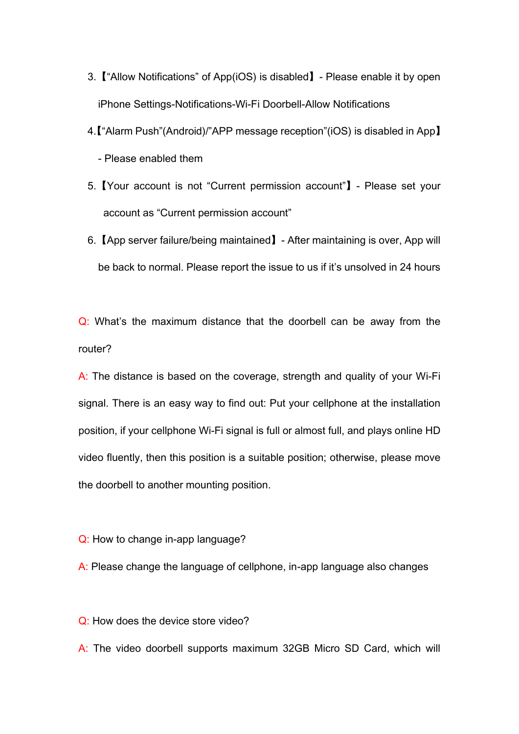3. 【“Allow Notifications” of App(iOS) is disabled】 - Please enable it by open iPhone Settings-Notifications-Wi-Fi Doorbell-Allow Notifications
4. 【“Alarm Push”(Android)/”APP message reception”(iOS) is disabled in App】 - Please enabled them
5. 【Your account is not “Current permission account”】 - Please set your account as “Current permission account”
6. 【App server failure/being maintained】 - After maintaining is over, App will be back to normal. Please report the issue to us if it’s unsolved in 24 hours

Q: What’s the maximum distance that the doorbell can be away from the router?

A: The distance is based on the coverage, strength and quality of your Wi-Fi signal. There is an easy way to find out: Put your cellphone at the installation position, if your cellphone Wi-Fi signal is full or almost full, and plays online HD video fluently, then this position is a suitable position; otherwise, please move the doorbell to another mounting position.

Q: How to change in-app language?

A: Please change the language of cellphone, in-app language also changes

Q: How does the device store video?

A: The video doorbell supports maximum 32GB Micro SD Card, which will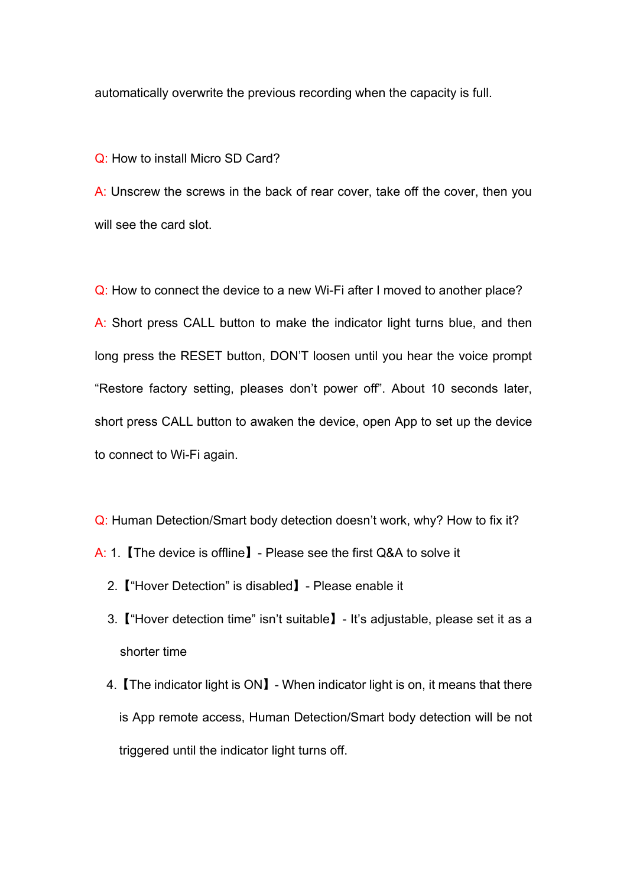automatically overwrite the previous recording when the capacity is full.

Q: How to install Micro SD Card?

A: Unscrew the screws in the back of rear cover, take off the cover, then you will see the card slot.

Q: How to connect the device to a new Wi-Fi after I moved to another place?

A: Short press CALL button to make the indicator light turns blue, and then long press the RESET button, DON'T loosen until you hear the voice prompt "Restore factory setting, pleases don't power off". About 10 seconds later, short press CALL button to awaken the device, open App to set up the device to connect to Wi-Fi again.

Q: Human Detection/Smart body detection doesn't work, why? How to fix it?

A: 1.【The device is offline】- Please see the first Q&A to solve it

2.【"Hover Detection" is disabled】- Please enable it

3.【"Hover detection time" isn't suitable】- It's adjustable, please set it as a shorter time

4.【The indicator light is ON】- When indicator light is on, it means that there is App remote access, Human Detection/Smart body detection will be not triggered until the indicator light turns off.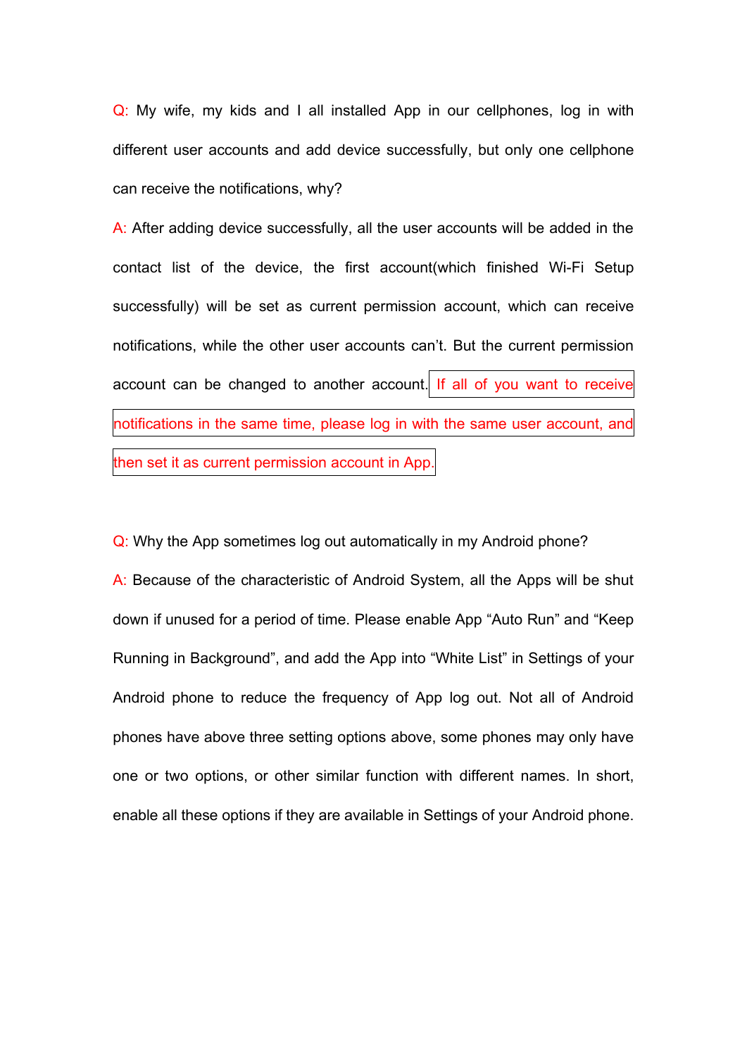**Q:** My wife, my kids and I all installed App in our cellphones, log in with different user accounts and add device successfully, but only one cellphone can receive the notifications, why?

**A:** After adding device successfully, all the user accounts will be added in the contact list of the device, the first account(which finished Wi-Fi Setup successfully) will be set as current permission account, which can receive notifications, while the other user accounts can't. But the current permission account can be changed to another account. If all of you want to receive notifications in the same time, please log in with the same user account, and then set it as current permission account in App.

**Q:** Why the App sometimes log out automatically in my Android phone?

**A:** Because of the characteristic of Android System, all the Apps will be shut down if unused for a period of time. Please enable App "Auto Run" and "Keep Running in Background", and add the App into "White List" in Settings of your Android phone to reduce the frequency of App log out. Not all of Android phones have above three setting options above, some phones may only have one or two options, or other similar function with different names. In short, enable all these options if they are available in Settings of your Android phone.